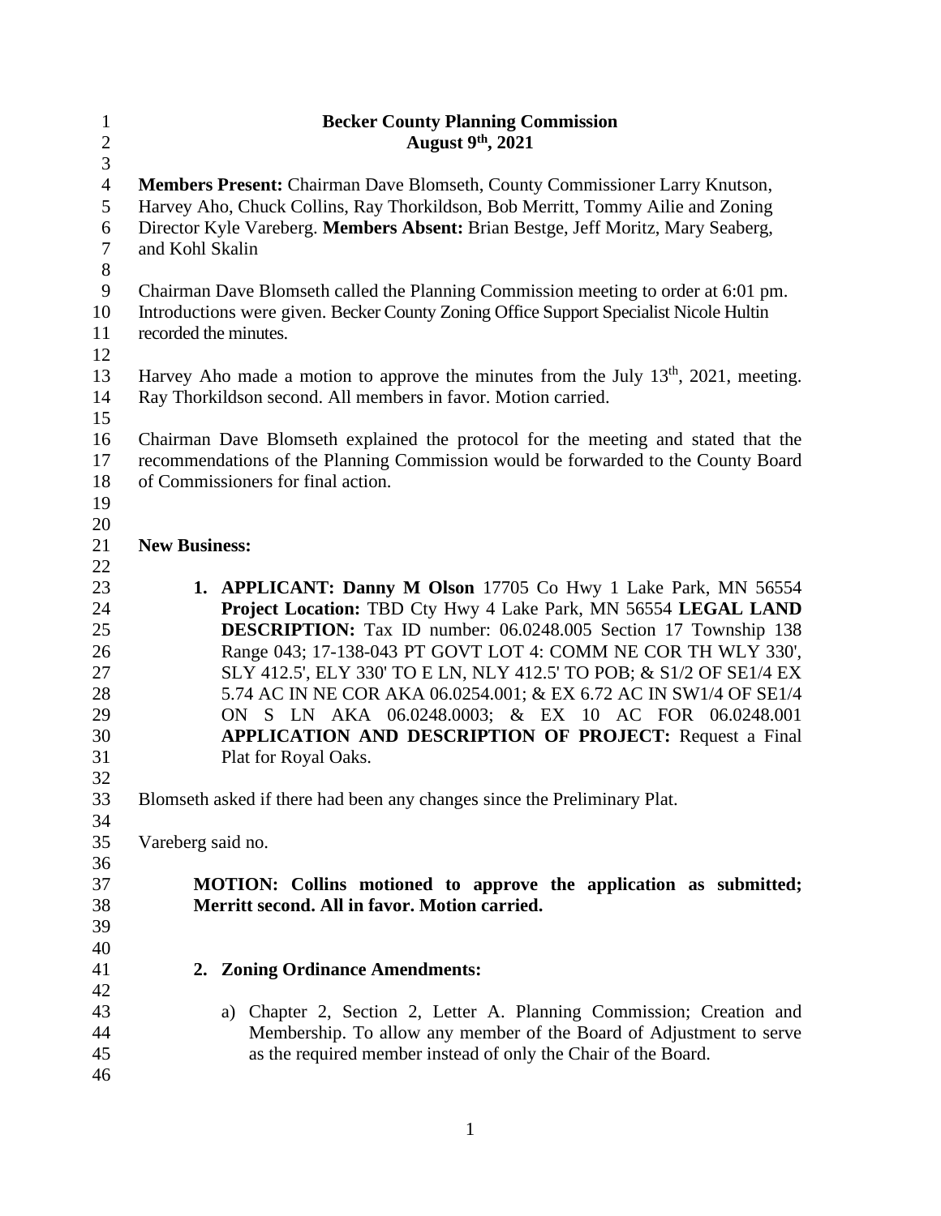# Becker County Planning Commission

## August 9th, 2021

**Members Present:** Chairman Dave Blomseth, County Commissioner Larry Knutson, Harvey Aho, Chuck Collins, Ray Thorkildson, Bob Merritt, Tommy Ailie and Zoning Director Kyle Vareberg. **Members Absent:** Brian Bestge, Jeff Moritz, Mary Seaberg, and Kohl Skalin

Chairman Dave Blomseth called the Planning Commission meeting to order at 6:01 pm. Introductions were given. Becker County Zoning Office Support Specialist Nicole Hultin recorded the minutes.

Harvey Aho made a motion to approve the minutes from the July 13th, 2021, meeting. Ray Thorkildson second. All members in favor. Motion carried.

Chairman Dave Blomseth explained the protocol for the meeting and stated that the recommendations of the Planning Commission would be forwarded to the County Board of Commissioners for final action.

**New Business:**

1. **APPLICANT: Danny M Olson** 17705 Co Hwy 1 Lake Park, MN 56554 **Project Location:** TBD Cty Hwy 4 Lake Park, MN 56554 **LEGAL LAND DESCRIPTION:** Tax ID number: 06.0248.005 Section 17 Township 138 Range 043; 17-138-043 PT GOVT LOT 4: COMM NE COR TH WLY 330', SLY 412.5', ELY 330' TO E LN, NLY 412.5' TO POB; & S1/2 OF SE1/4 EX 5.74 AC IN NE COR AKA 06.0254.001; & EX 6.72 AC IN SW1/4 OF SE1/4 ON S LN AKA 06.0248.0003; & EX 10 AC FOR 06.0248.001 **APPLICATION AND DESCRIPTION OF PROJECT:** Request a Final Plat for Royal Oaks.

Blomseth asked if there had been any changes since the Preliminary Plat.

Vareberg said no.

**MOTION: Collins motioned to approve the application as submitted; Merritt second. All in favor. Motion carried.**

2. **Zoning Ordinance Amendments:**

   a) Chapter 2, Section 2, Letter A. Planning Commission; Creation and Membership. To allow any member of the Board of Adjustment to serve as the required member instead of only the Chair of the Board.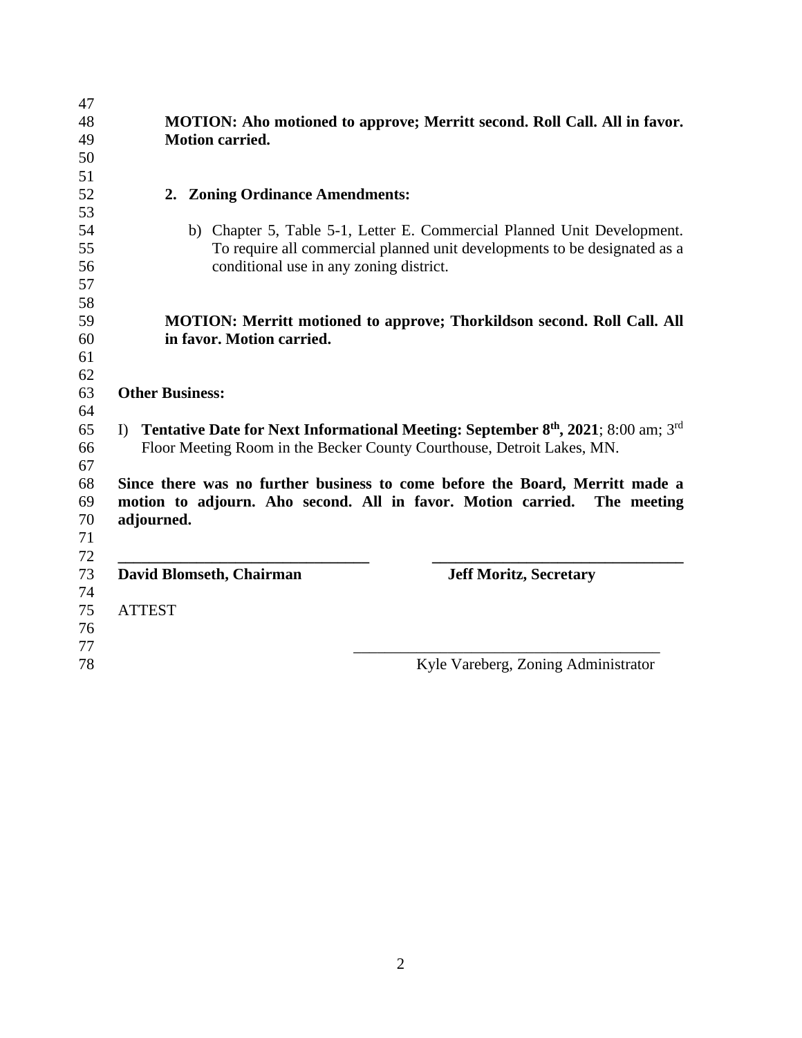**MOTION: Aho motioned to approve; Merritt second. Roll Call. All in favor. Motion carried.**

**2. Zoning Ordinance Amendments:**

b) Chapter 5, Table 5-1, Letter E. Commercial Planned Unit Development. To require all commercial planned unit developments to be designated as a conditional use in any zoning district.

**MOTION: Merritt motioned to approve; Thorkildson second. Roll Call. All in favor. Motion carried.**

**Other Business:**

I) **Tentative Date for Next Informational Meeting: September 8th, 2021**; 8:00 am; 3rd Floor Meeting Room in the Becker County Courthouse, Detroit Lakes, MN.

**Since there was no further business to come before the Board, Merritt made a motion to adjourn. Aho second. All in favor. Motion carried. The meeting adjourned.**

\_\_\_\_\_\_\_\_\_\_\_\_\_\_\_\_\_\_\_\_\_\_\_\_\_\_\_\_\_\_\_\_ \_\_\_\_\_\_\_\_\_\_\_\_\_\_\_\_\_\_\_\_\_\_\_\_\_\_\_\_\_\_\_\_

**David Blomseth, Chairman** **Jeff Moritz, Secretary**

ATTEST

\_\_\_\_\_\_\_\_\_\_\_\_\_\_\_\_\_\_\_\_\_\_\_\_\_\_\_\_\_\_\_\_\_\_\_\_\_\_

Kyle Vareberg, Zoning Administrator